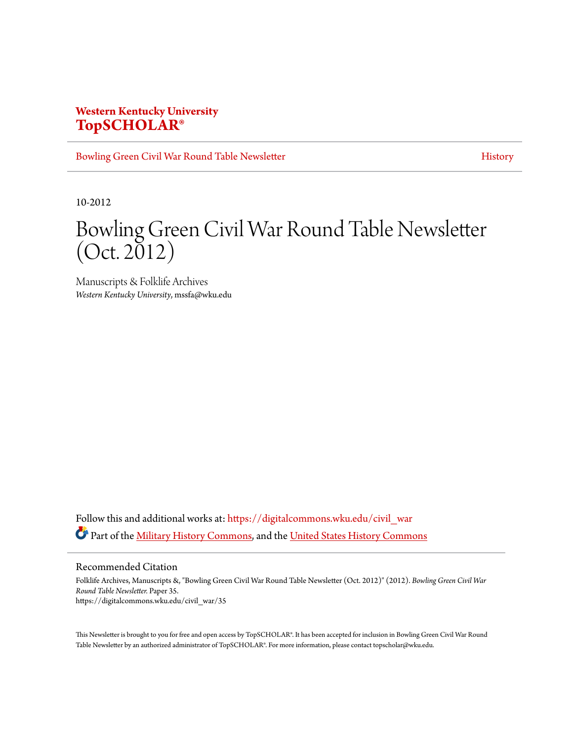**Western Kentucky University**
**TopSCHOLAR®**

Bowling Green Civil War Round Table Newsletter | History

10-2012

# Bowling Green Civil War Round Table Newsletter (Oct. 2012)

Manuscripts & Folklife Archives
*Western Kentucky University*, mssfa@wku.edu

Follow this and additional works at: https://digitalcommons.wku.edu/civil_war

Part of the Military History Commons, and the United States History Commons

## Recommended Citation

Folklife Archives, Manuscripts &, "Bowling Green Civil War Round Table Newsletter (Oct. 2012)" (2012). *Bowling Green Civil War Round Table Newsletter.* Paper 35.
https://digitalcommons.wku.edu/civil_war/35

This Newsletter is brought to you for free and open access by TopSCHOLAR®. It has been accepted for inclusion in Bowling Green Civil War Round Table Newsletter by an authorized administrator of TopSCHOLAR®. For more information, please contact topscholar@wku.edu.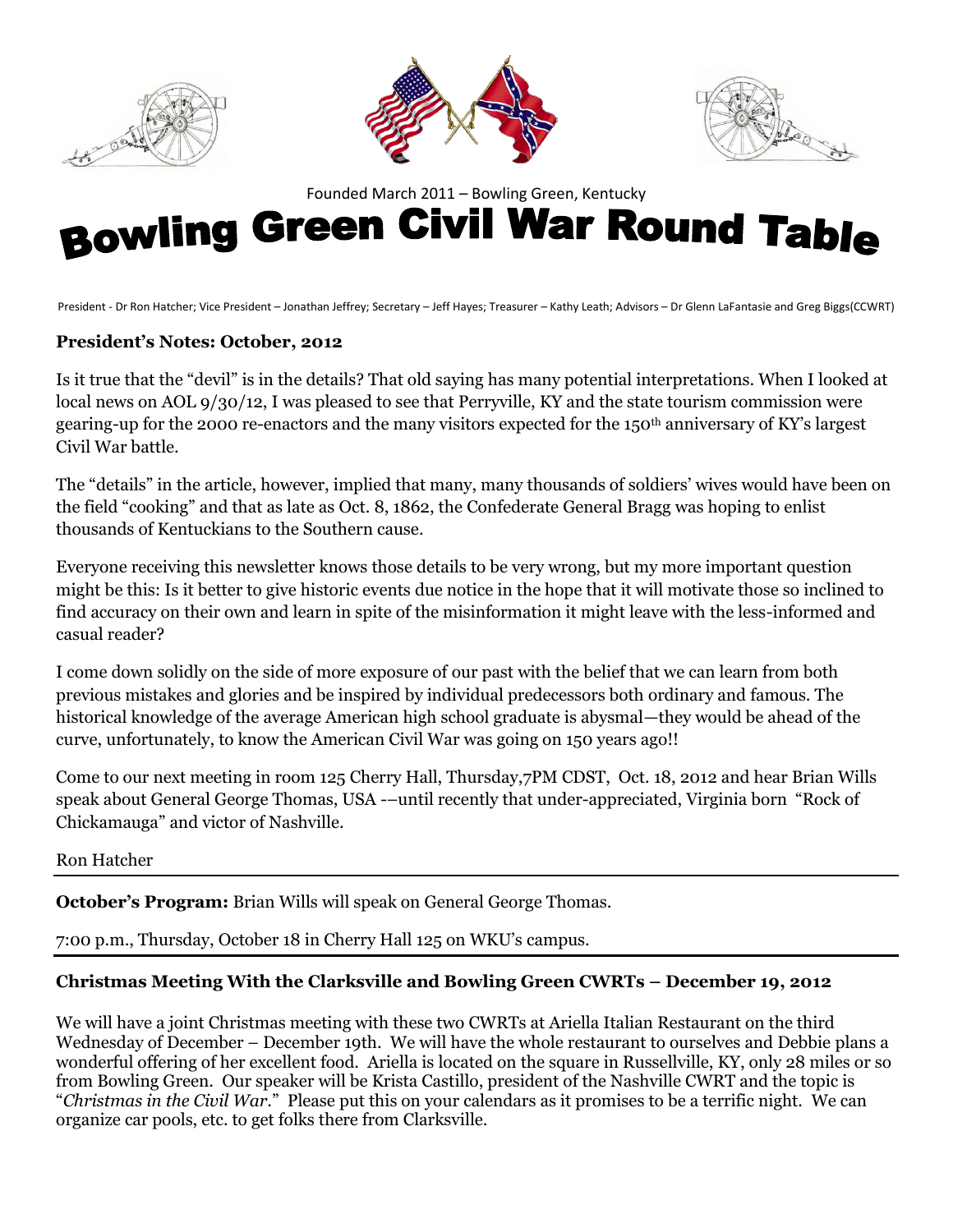Founded March 2011 – Bowling Green, Kentucky

# Bowling Green Civil War Round Table

President - Dr Ron Hatcher; Vice President – Jonathan Jeffrey; Secretary – Jeff Hayes; Treasurer – Kathy Leath; Advisors – Dr Glenn LaFantasie and Greg Biggs(CCWRT)

### President's Notes: October, 2012

Is it true that the "devil" is in the details? That old saying has many potential interpretations. When I looked at local news on AOL 9/30/12, I was pleased to see that Perryville, KY and the state tourism commission were gearing-up for the 2000 re-enactors and the many visitors expected for the 150th anniversary of KY's largest Civil War battle.

The "details" in the article, however, implied that many, many thousands of soldiers' wives would have been on the field "cooking" and that as late as Oct. 8, 1862, the Confederate General Bragg was hoping to enlist thousands of Kentuckians to the Southern cause.

Everyone receiving this newsletter knows those details to be very wrong, but my more important question might be this: Is it better to give historic events due notice in the hope that it will motivate those so inclined to find accuracy on their own and learn in spite of the misinformation it might leave with the less-informed and casual reader?

I come down solidly on the side of more exposure of our past with the belief that we can learn from both previous mistakes and glories and be inspired by individual predecessors both ordinary and famous. The historical knowledge of the average American high school graduate is abysmal—they would be ahead of the curve, unfortunately, to know the American Civil War was going on 150 years ago!!

Come to our next meeting in room 125 Cherry Hall, Thursday,7PM CDST, Oct. 18, 2012 and hear Brian Wills speak about General George Thomas, USA -–until recently that under-appreciated, Virginia born "Rock of Chickamauga" and victor of Nashville.

Ron Hatcher

---

**October's Program:** Brian Wills will speak on General George Thomas.

7:00 p.m., Thursday, October 18 in Cherry Hall 125 on WKU's campus.

---

### Christmas Meeting With the Clarksville and Bowling Green CWRTs – December 19, 2012

We will have a joint Christmas meeting with these two CWRTs at Ariella Italian Restaurant on the third Wednesday of December – December 19th. We will have the whole restaurant to ourselves and Debbie plans a wonderful offering of her excellent food. Ariella is located on the square in Russellville, KY, only 28 miles or so from Bowling Green. Our speaker will be Krista Castillo, president of the Nashville CWRT and the topic is "*Christmas in the Civil War*." Please put this on your calendars as it promises to be a terrific night. We can organize car pools, etc. to get folks there from Clarksville.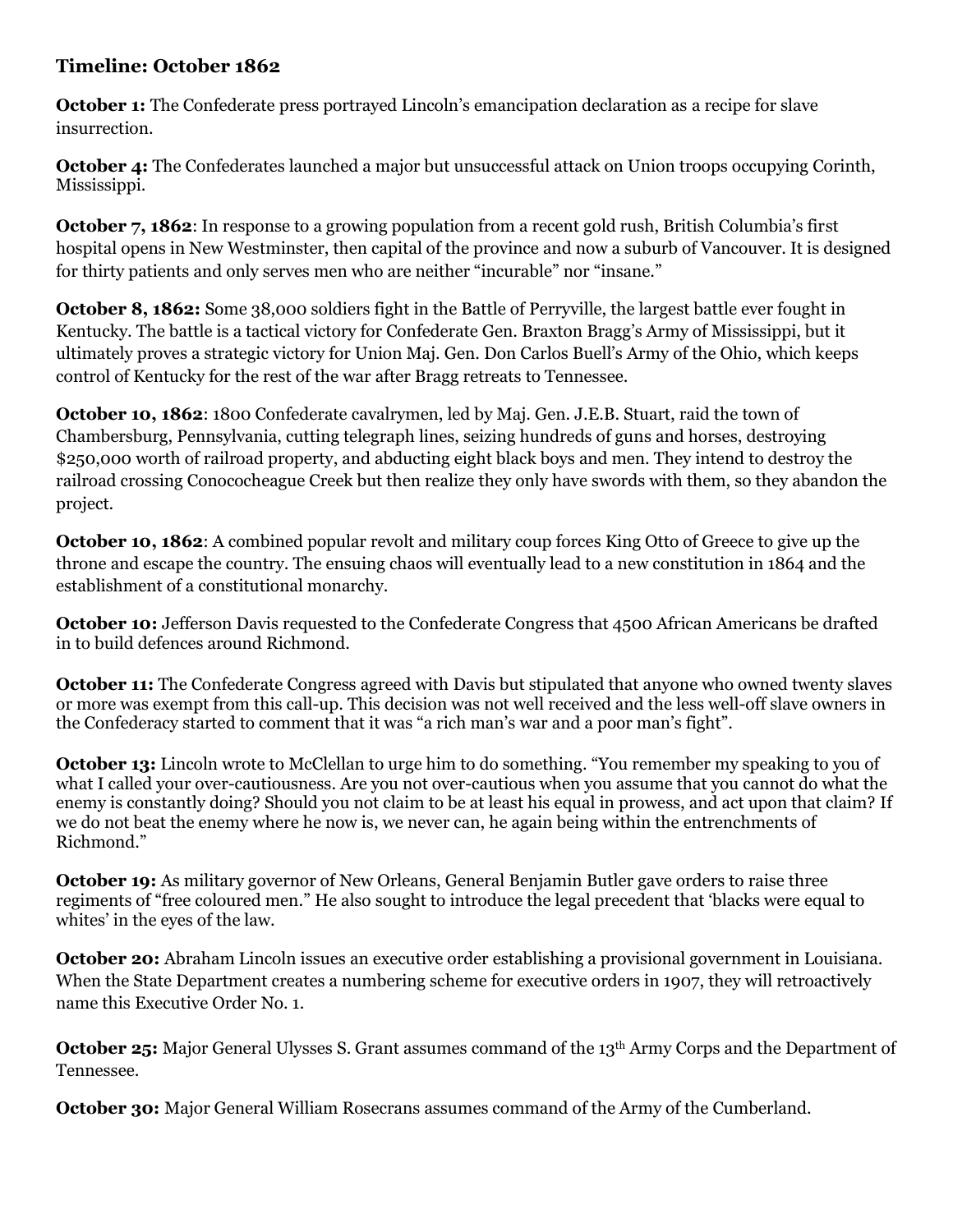## Timeline: October 1862

**October 1:** The Confederate press portrayed Lincoln's emancipation declaration as a recipe for slave insurrection.

**October 4:** The Confederates launched a major but unsuccessful attack on Union troops occupying Corinth, Mississippi.

**October 7, 1862**: In response to a growing population from a recent gold rush, British Columbia's first hospital opens in New Westminster, then capital of the province and now a suburb of Vancouver. It is designed for thirty patients and only serves men who are neither "incurable" nor "insane."

**October 8, 1862:** Some 38,000 soldiers fight in the Battle of Perryville, the largest battle ever fought in Kentucky. The battle is a tactical victory for Confederate Gen. Braxton Bragg's Army of Mississippi, but it ultimately proves a strategic victory for Union Maj. Gen. Don Carlos Buell's Army of the Ohio, which keeps control of Kentucky for the rest of the war after Bragg retreats to Tennessee.

**October 10, 1862**: 1800 Confederate cavalrymen, led by Maj. Gen. J.E.B. Stuart, raid the town of Chambersburg, Pennsylvania, cutting telegraph lines, seizing hundreds of guns and horses, destroying $250,000 worth of railroad property, and abducting eight black boys and men. They intend to destroy the railroad crossing Conococheague Creek but then realize they only have swords with them, so they abandon the project.

**October 10, 1862**: A combined popular revolt and military coup forces King Otto of Greece to give up the throne and escape the country. The ensuing chaos will eventually lead to a new constitution in 1864 and the establishment of a constitutional monarchy.

**October 10:** Jefferson Davis requested to the Confederate Congress that 4500 African Americans be drafted in to build defences around Richmond.

**October 11:** The Confederate Congress agreed with Davis but stipulated that anyone who owned twenty slaves or more was exempt from this call-up. This decision was not well received and the less well-off slave owners in the Confederacy started to comment that it was "a rich man's war and a poor man's fight".

**October 13:** Lincoln wrote to McClellan to urge him to do something. "You remember my speaking to you of what I called your over-cautiousness. Are you not over-cautious when you assume that you cannot do what the enemy is constantly doing? Should you not claim to be at least his equal in prowess, and act upon that claim? If we do not beat the enemy where he now is, we never can, he again being within the entrenchments of Richmond."

**October 19:** As military governor of New Orleans, General Benjamin Butler gave orders to raise three regiments of "free coloured men." He also sought to introduce the legal precedent that 'blacks were equal to whites' in the eyes of the law.

**October 20:** Abraham Lincoln issues an executive order establishing a provisional government in Louisiana. When the State Department creates a numbering scheme for executive orders in 1907, they will retroactively name this Executive Order No. 1.

**October 25:** Major General Ulysses S. Grant assumes command of the 13th Army Corps and the Department of Tennessee.

**October 30:** Major General William Rosecrans assumes command of the Army of the Cumberland.